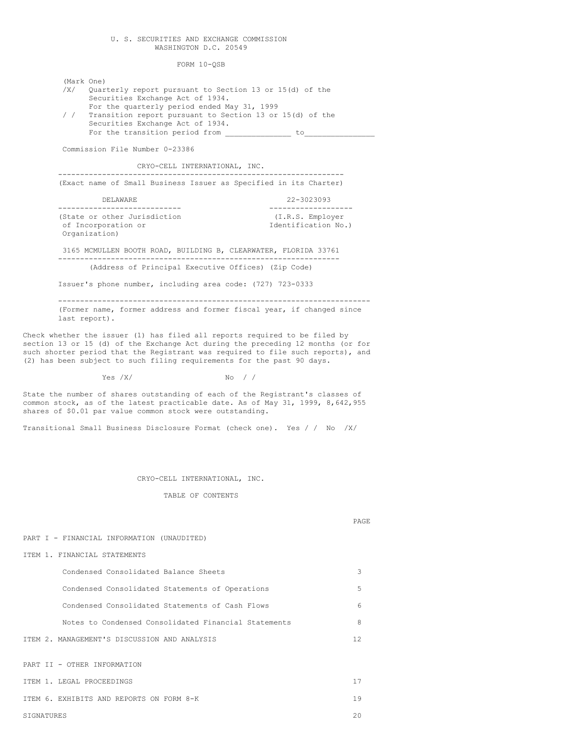U. S. SECURITIES AND EXCHANGE COMMISSION
WASHINGTON D.C. 20549

FORM 10-QSB

(Mark One)

/X/ Quarterly report pursuant to Section 13 or 15(d) of the Securities Exchange Act of 1934.
For the quarterly period ended May 31, 1999

/ / Transition report pursuant to Section 13 or 15(d) of the Securities Exchange Act of 1934.
For the transition period from ______________ to_______________

Commission File Number 0-23386

CRYO-CELL INTERNATIONAL, INC.

(Exact name of Small Business Issuer as Specified in its Charter)

| DELAWARE | 22-3023093 |
|---|---|
| (State or other Jurisdiction of Incorporation or Organization) | (I.R.S. Employer Identification No.) |

3165 MCMULLEN BOOTH ROAD, BUILDING B, CLEARWATER, FLORIDA 33761

(Address of Principal Executive Offices) (Zip Code)

Issuer's phone number, including area code: (727) 723-0333

(Former name, former address and former fiscal year, if changed since last report).

Check whether the issuer (1) has filed all reports required to be filed by section 13 or 15 (d) of the Exchange Act during the preceding 12 months (or for such shorter period that the Registrant was required to file such reports), and (2) has been subject to such filing requirements for the past 90 days.

Yes /X/ No / /

State the number of shares outstanding of each of the Registrant's classes of common stock, as of the latest practicable date. As of May 31, 1999, 8,642,955 shares of $0.01 par value common stock were outstanding.

Transitional Small Business Disclosure Format (check one). Yes / / No /X/

CRYO-CELL INTERNATIONAL, INC.

TABLE OF CONTENTS

| | PAGE |
|---|---|
| PART I - FINANCIAL INFORMATION (UNAUDITED) | |
| ITEM 1. FINANCIAL STATEMENTS | |
| Condensed Consolidated Balance Sheets | 3 |
| Condensed Consolidated Statements of Operations | 5 |
| Condensed Consolidated Statements of Cash Flows | 6 |
| Notes to Condensed Consolidated Financial Statements | 8 |
| ITEM 2. MANAGEMENT'S DISCUSSION AND ANALYSIS | 12 |
| PART II - OTHER INFORMATION | |
| ITEM 1. LEGAL PROCEEDINGS | 17 |
| ITEM 6. EXHIBITS AND REPORTS ON FORM 8-K | 19 |
| SIGNATURES | 20 |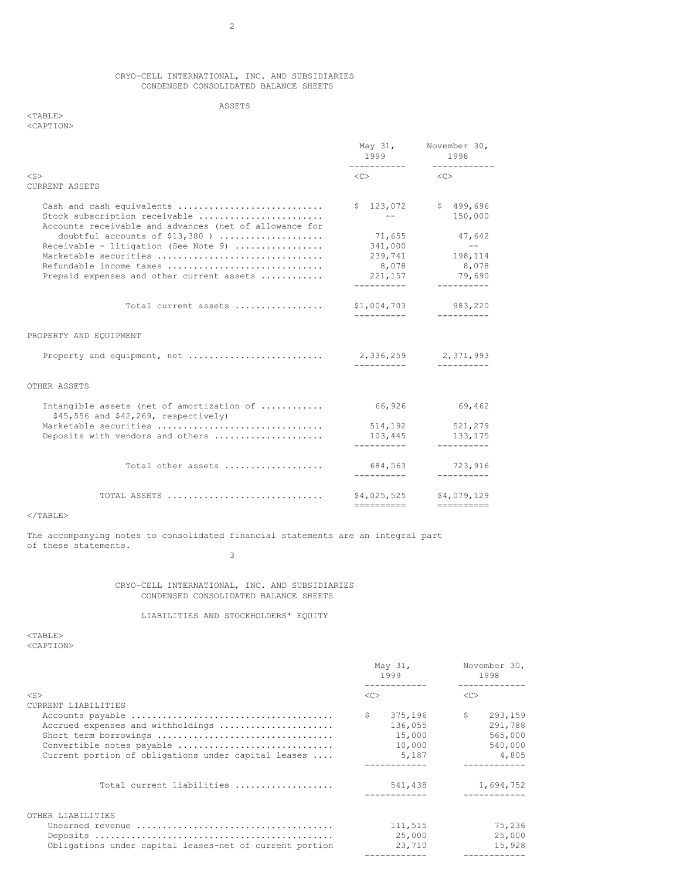CRYO-CELL INTERNATIONAL, INC. AND SUBSIDIARIES
CONDENSED CONSOLIDATED BALANCE SHEETS

ASSETS

| | May 31, 1999 | November 30, 1998 |
|---|---|---|
| CURRENT ASSETS | | |
| Cash and cash equivalents | $ 123,072 | $ 499,696 |
| Stock subscription receivable | -- | 150,000 |
| Accounts receivable and advances (net of allowance for doubtful accounts of $13,380 ) | 71,655 | 47,642 |
| Receivable - litigation (See Note 9) | 341,000 | -- |
| Marketable securities | 239,741 | 198,114 |
| Refundable income taxes | 8,078 | 8,078 |
| Prepaid expenses and other current assets | 221,157 | 79,690 |
| Total current assets | $1,004,703 | 983,220 |
| PROPERTY AND EQUIPMENT | | |
| Property and equipment, net | 2,336,259 | 2,371,993 |
| OTHER ASSETS | | |
| Intangible assets (net of amortization of $45,556 and $42,269, respectively) | 66,926 | 69,462 |
| Marketable securities | 514,192 | 521,279 |
| Deposits with vendors and others | 103,445 | 133,175 |
| Total other assets | 684,563 | 723,916 |
| TOTAL ASSETS | $4,025,525 | $4,079,129 |

The accompanying notes to consolidated financial statements are an integral part of these statements.

CRYO-CELL INTERNATIONAL, INC. AND SUBSIDIARIES
CONDENSED CONSOLIDATED BALANCE SHEETS

LIABILITIES AND STOCKHOLDERS' EQUITY

| | May 31, 1999 | November 30, 1998 |
|---|---|---|
| CURRENT LIABILITIES | | |
| Accounts payable | $ 375,196 | $ 293,159 |
| Accrued expenses and withholdings | 136,055 | 291,788 |
| Short term borrowings | 15,000 | 565,000 |
| Convertible notes payable | 10,000 | 540,000 |
| Current portion of obligations under capital leases | 5,187 | 4,805 |
| Total current liabilities | 541,438 | 1,694,752 |
| OTHER LIABILITIES | | |
| Unearned revenue | 111,515 | 75,236 |
| Deposits | 25,000 | 25,000 |
| Obligations under capital leases-net of current portion | 23,710 | 15,928 |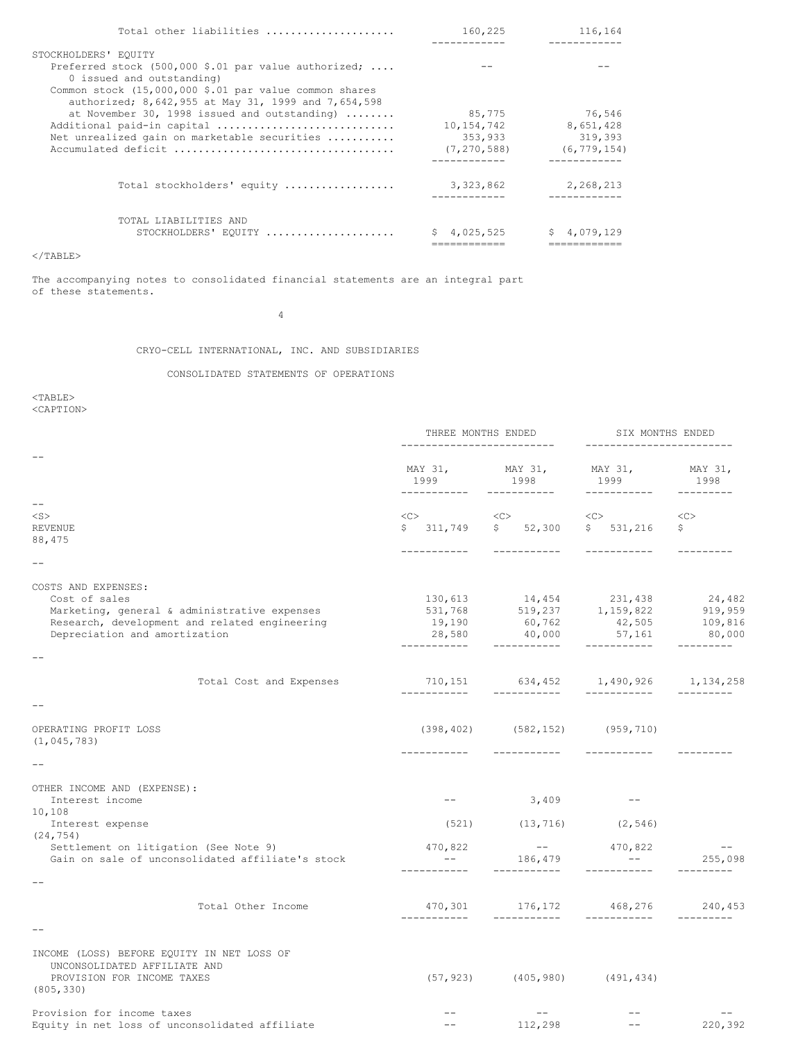| | | |
|---|---|---|
| Total other liabilities | 160,225 | 116,164 |
| STOCKHOLDERS' EQUITY | | |
| Preferred stock (500,000 $.01 par value authorized; 0 issued and outstanding) | -- | -- |
| Common stock (15,000,000 $.01 par value common shares authorized; 8,642,955 at May 31, 1999 and 7,654,598 at November 30, 1998 issued and outstanding) | 85,775 | 76,546 |
| Additional paid-in capital | 10,154,742 | 8,651,428 |
| Net unrealized gain on marketable securities | 353,933 | 319,393 |
| Accumulated deficit | (7,270,588) | (6,779,154) |
| Total stockholders' equity | 3,323,862 | 2,268,213 |
| TOTAL LIABILITIES AND STOCKHOLDERS' EQUITY | $ 4,025,525 | $ 4,079,129 |

The accompanying notes to consolidated financial statements are an integral part of these statements.

CRYO-CELL INTERNATIONAL, INC. AND SUBSIDIARIES

CONSOLIDATED STATEMENTS OF OPERATIONS

| | THREE MONTHS ENDED | | SIX MONTHS ENDED | |
|---|---|---|---|---|
| | MAY 31, 1999 | MAY 31, 1998 | MAY 31, 1999 | MAY 31, 1998 |
| REVENUE | $ 311,749 | $ 52,300 | $ 531,216 | $ 88,475 |
| COSTS AND EXPENSES: | | | | |
| Cost of sales | 130,613 | 14,454 | 231,438 | 24,482 |
| Marketing, general & administrative expenses | 531,768 | 519,237 | 1,159,822 | 919,959 |
| Research, development and related engineering | 19,190 | 60,762 | 42,505 | 109,816 |
| Depreciation and amortization | 28,580 | 40,000 | 57,161 | 80,000 |
| Total Cost and Expenses | 710,151 | 634,452 | 1,490,926 | 1,134,258 |
| OPERATING PROFIT LOSS | (398,402) | (582,152) | (959,710) | (1,045,783) |
| OTHER INCOME AND (EXPENSE): | | | | |
| Interest income | -- | 3,409 | -- | 10,108 |
| Interest expense | (521) | (13,716) | (2,546) | (24,754) |
| Settlement on litigation (See Note 9) | 470,822 | -- | 470,822 | -- |
| Gain on sale of unconsolidated affiliate's stock | -- | 186,479 | -- | 255,098 |
| Total Other Income | 470,301 | 176,172 | 468,276 | 240,453 |
| INCOME (LOSS) BEFORE EQUITY IN NET LOSS OF UNCONSOLIDATED AFFILIATE AND PROVISION FOR INCOME TAXES | (57,923) | (405,980) | (491,434) | (805,330) |
| Provision for income taxes | -- | -- | -- | -- |
| Equity in net loss of unconsolidated affiliate | -- | 112,298 | -- | 220,392 |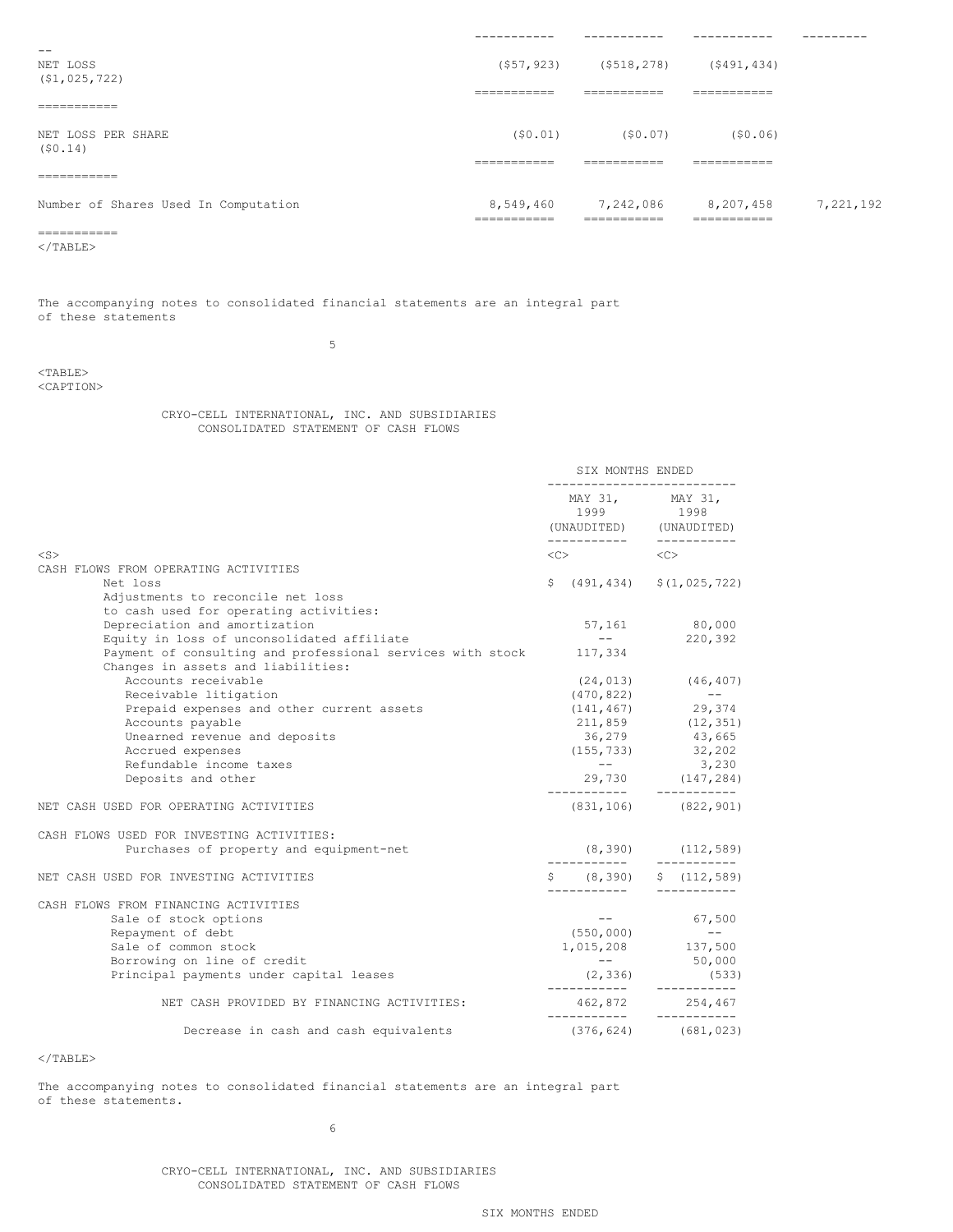| | | | | |
|---|---|---|---|---|
| NET LOSS | ($57,923) | ($518,278) | ($491,434) | ($1,025,722) |
| NET LOSS PER SHARE | ($0.01) | ($0.07) | ($0.06) | ($0.14) |
| Number of Shares Used In Computation | 8,549,460 | 7,242,086 | 8,207,458 | 7,221,192 |

The accompanying notes to consolidated financial statements are an integral part of these statements

CRYO-CELL INTERNATIONAL, INC. AND SUBSIDIARIES
CONSOLIDATED STATEMENT OF CASH FLOWS

| | SIX MONTHS ENDED | |
|---|---|---|
| | MAY 31, 1999 (UNAUDITED) | MAY 31, 1998 (UNAUDITED) |
| **CASH FLOWS FROM OPERATING ACTIVITIES** | | |
| Net loss | $ (491,434) | $ (1,025,722) |
| Adjustments to reconcile net loss to cash used for operating activities: | | |
| Depreciation and amortization | 57,161 | 80,000 |
| Equity in loss of unconsolidated affiliate | -- | 220,392 |
| Payment of consulting and professional services with stock | 117,334 | |
| Changes in assets and liabilities: | | |
| Accounts receivable | (24,013) | (46,407) |
| Receivable litigation | (470,822) | -- |
| Prepaid expenses and other current assets | (141,467) | 29,374 |
| Accounts payable | 211,859 | (12,351) |
| Unearned revenue and deposits | 36,279 | 43,665 |
| Accrued expenses | (155,733) | 32,202 |
| Refundable income taxes | -- | 3,230 |
| Deposits and other | 29,730 | (147,284) |
| NET CASH USED FOR OPERATING ACTIVITIES | (831,106) | (822,901) |
| **CASH FLOWS USED FOR INVESTING ACTIVITIES:** | | |
| Purchases of property and equipment-net | (8,390) | (112,589) |
| NET CASH USED FOR INVESTING ACTIVITIES | $ (8,390) | $ (112,589) |
| **CASH FLOWS FROM FINANCING ACTIVITIES** | | |
| Sale of stock options | -- | 67,500 |
| Repayment of debt | (550,000) | -- |
| Sale of common stock | 1,015,208 | 137,500 |
| Borrowing on line of credit | -- | 50,000 |
| Principal payments under capital leases | (2,336) | (533) |
| NET CASH PROVIDED BY FINANCING ACTIVITIES: | 462,872 | 254,467 |
| Decrease in cash and cash equivalents | (376,624) | (681,023) |

The accompanying notes to consolidated financial statements are an integral part of these statements.

CRYO-CELL INTERNATIONAL, INC. AND SUBSIDIARIES
CONSOLIDATED STATEMENT OF CASH FLOWS

SIX MONTHS ENDED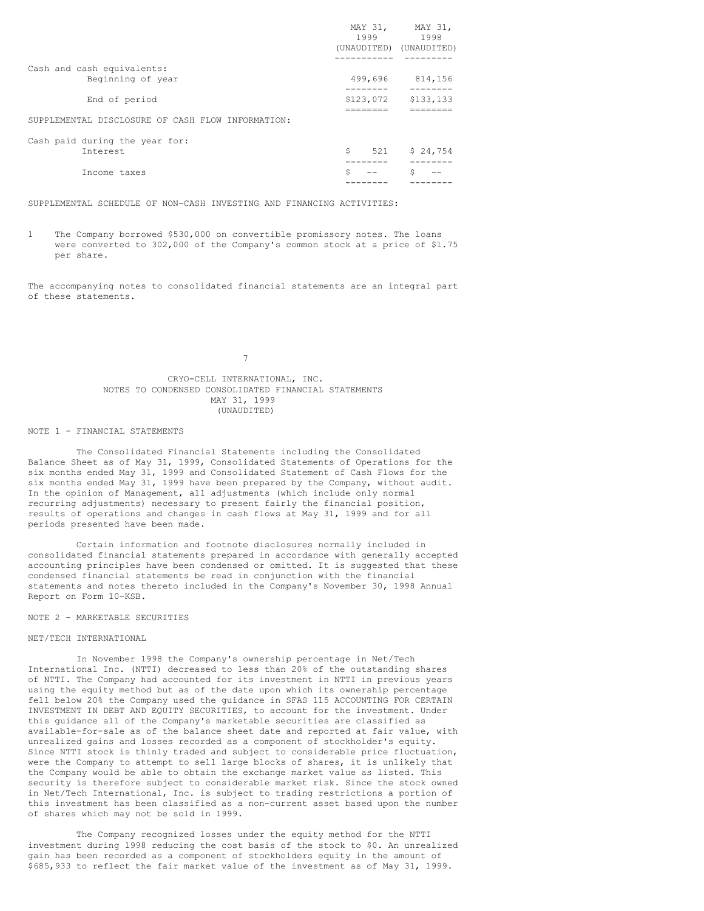| | MAY 31, 1999 (UNAUDITED) | MAY 31, 1998 (UNAUDITED) |
|---|---|---|
| Cash and cash equivalents: | | |
| Beginning of year | 499,696 | 814,156 |
| End of period | $123,072 | $133,133 |
| SUPPLEMENTAL DISCLOSURE OF CASH FLOW INFORMATION: | | |
| Cash paid during the year for: | | |
| Interest | $ 521 | $ 24,754 |
| Income taxes | $ -- | $ -- |

SUPPLEMENTAL SCHEDULE OF NON-CASH INVESTING AND FINANCING ACTIVITIES:

1 The Company borrowed $530,000 on convertible promissory notes. The loans were converted to 302,000 of the Company's common stock at a price of $1.75 per share.

The accompanying notes to consolidated financial statements are an integral part of these statements.

# CRYO-CELL INTERNATIONAL, INC.
## NOTES TO CONDENSED CONSOLIDATED FINANCIAL STATEMENTS
### MAY 31, 1999
### (UNAUDITED)

NOTE 1 - FINANCIAL STATEMENTS

The Consolidated Financial Statements including the Consolidated Balance Sheet as of May 31, 1999, Consolidated Statements of Operations for the six months ended May 31, 1999 and Consolidated Statement of Cash Flows for the six months ended May 31, 1999 have been prepared by the Company, without audit. In the opinion of Management, all adjustments (which include only normal recurring adjustments) necessary to present fairly the financial position, results of operations and changes in cash flows at May 31, 1999 and for all periods presented have been made.

Certain information and footnote disclosures normally included in consolidated financial statements prepared in accordance with generally accepted accounting principles have been condensed or omitted. It is suggested that these condensed financial statements be read in conjunction with the financial statements and notes thereto included in the Company's November 30, 1998 Annual Report on Form 10-KSB.

NOTE 2 - MARKETABLE SECURITIES

NET/TECH INTERNATIONAL

In November 1998 the Company's ownership percentage in Net/Tech International Inc. (NTTI) decreased to less than 20% of the outstanding shares of NTTI. The Company had accounted for its investment in NTTI in previous years using the equity method but as of the date upon which its ownership percentage fell below 20% the Company used the guidance in SFAS 115 ACCOUNTING FOR CERTAIN INVESTMENT IN DEBT AND EQUITY SECURITIES, to account for the investment. Under this guidance all of the Company's marketable securities are classified as available-for-sale as of the balance sheet date and reported at fair value, with unrealized gains and losses recorded as a component of stockholder's equity. Since NTTI stock is thinly traded and subject to considerable price fluctuation, were the Company to attempt to sell large blocks of shares, it is unlikely that the Company would be able to obtain the exchange market value as listed. This security is therefore subject to considerable market risk. Since the stock owned in Net/Tech International, Inc. is subject to trading restrictions a portion of this investment has been classified as a non-current asset based upon the number of shares which may not be sold in 1999.

The Company recognized losses under the equity method for the NTTI investment during 1998 reducing the cost basis of the stock to $0. An unrealized gain has been recorded as a component of stockholders equity in the amount of $685,933 to reflect the fair market value of the investment as of May 31, 1999.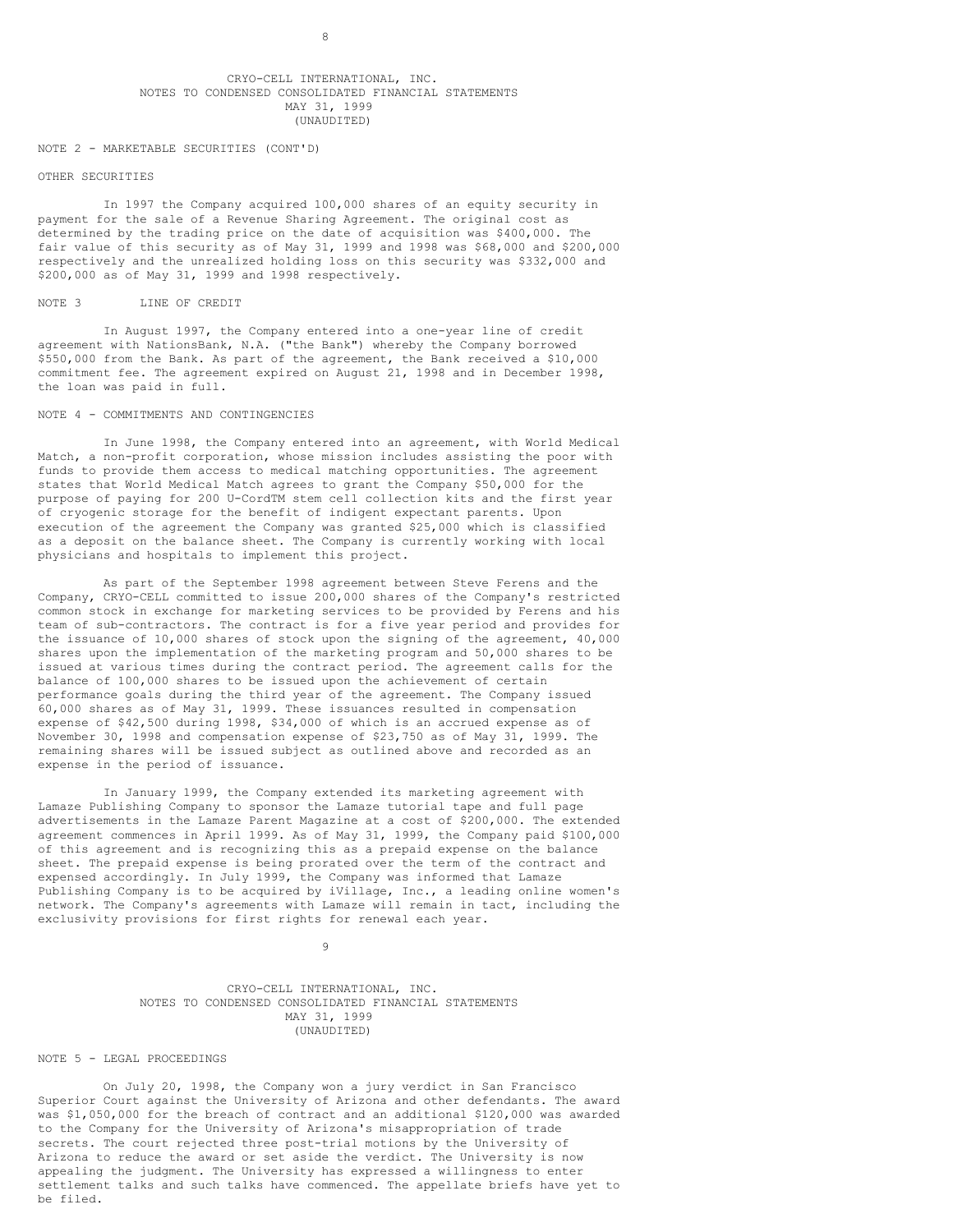CRYO-CELL INTERNATIONAL, INC.
NOTES TO CONDENSED CONSOLIDATED FINANCIAL STATEMENTS
MAY 31, 1999
(UNAUDITED)

NOTE 2 - MARKETABLE SECURITIES (CONT'D)

OTHER SECURITIES

In 1997 the Company acquired 100,000 shares of an equity security in payment for the sale of a Revenue Sharing Agreement. The original cost as determined by the trading price on the date of acquisition was $400,000. The fair value of this security as of May 31, 1999 and 1998 was $68,000 and $200,000 respectively and the unrealized holding loss on this security was $332,000 and $200,000 as of May 31, 1999 and 1998 respectively.

NOTE 3 LINE OF CREDIT

In August 1997, the Company entered into a one-year line of credit agreement with NationsBank, N.A. ("the Bank") whereby the Company borrowed $550,000 from the Bank. As part of the agreement, the Bank received a $10,000 commitment fee. The agreement expired on August 21, 1998 and in December 1998, the loan was paid in full.

NOTE 4 - COMMITMENTS AND CONTINGENCIES

In June 1998, the Company entered into an agreement, with World Medical Match, a non-profit corporation, whose mission includes assisting the poor with funds to provide them access to medical matching opportunities. The agreement states that World Medical Match agrees to grant the Company $50,000 for the purpose of paying for 200 U-CordTM stem cell collection kits and the first year of cryogenic storage for the benefit of indigent expectant parents. Upon execution of the agreement the Company was granted $25,000 which is classified as a deposit on the balance sheet. The Company is currently working with local physicians and hospitals to implement this project.

As part of the September 1998 agreement between Steve Ferens and the Company, CRYO-CELL committed to issue 200,000 shares of the Company's restricted common stock in exchange for marketing services to be provided by Ferens and his team of sub-contractors. The contract is for a five year period and provides for the issuance of 10,000 shares of stock upon the signing of the agreement, 40,000 shares upon the implementation of the marketing program and 50,000 shares to be issued at various times during the contract period. The agreement calls for the balance of 100,000 shares to be issued upon the achievement of certain performance goals during the third year of the agreement. The Company issued 60,000 shares as of May 31, 1999. These issuances resulted in compensation expense of $42,500 during 1998, $34,000 of which is an accrued expense as of November 30, 1998 and compensation expense of $23,750 as of May 31, 1999. The remaining shares will be issued subject as outlined above and recorded as an expense in the period of issuance.

In January 1999, the Company extended its marketing agreement with Lamaze Publishing Company to sponsor the Lamaze tutorial tape and full page advertisements in the Lamaze Parent Magazine at a cost of $200,000. The extended agreement commences in April 1999. As of May 31, 1999, the Company paid $100,000 of this agreement and is recognizing this as a prepaid expense on the balance sheet. The prepaid expense is being prorated over the term of the contract and expensed accordingly. In July 1999, the Company was informed that Lamaze Publishing Company is to be acquired by iVillage, Inc., a leading online women's network. The Company's agreements with Lamaze will remain in tact, including the exclusivity provisions for first rights for renewal each year.

CRYO-CELL INTERNATIONAL, INC.
NOTES TO CONDENSED CONSOLIDATED FINANCIAL STATEMENTS
MAY 31, 1999
(UNAUDITED)

NOTE 5 - LEGAL PROCEEDINGS

On July 20, 1998, the Company won a jury verdict in San Francisco Superior Court against the University of Arizona and other defendants. The award was $1,050,000 for the breach of contract and an additional $120,000 was awarded to the Company for the University of Arizona's misappropriation of trade secrets. The court rejected three post-trial motions by the University of Arizona to reduce the award or set aside the verdict. The University is now appealing the judgment. The University has expressed a willingness to enter settlement talks and such talks have commenced. The appellate briefs have yet to be filed.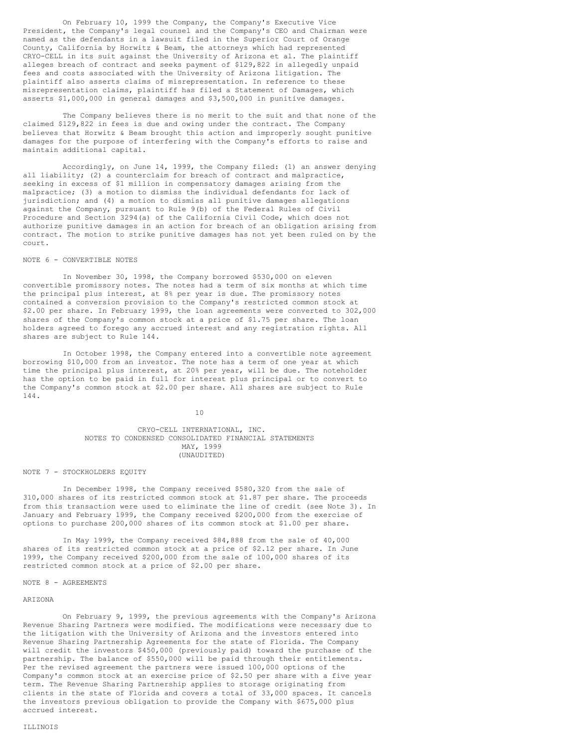On February 10, 1999 the Company, the Company's Executive Vice President, the Company's legal counsel and the Company's CEO and Chairman were named as the defendants in a lawsuit filed in the Superior Court of Orange County, California by Horwitz & Beam, the attorneys which had represented CRYO-CELL in its suit against the University of Arizona et al. The plaintiff alleges breach of contract and seeks payment of $129,822 in allegedly unpaid fees and costs associated with the University of Arizona litigation. The plaintiff also asserts claims of misrepresentation. In reference to these misrepresentation claims, plaintiff has filed a Statement of Damages, which asserts $1,000,000 in general damages and $3,500,000 in punitive damages.

The Company believes there is no merit to the suit and that none of the claimed $129,822 in fees is due and owing under the contract. The Company believes that Horwitz & Beam brought this action and improperly sought punitive damages for the purpose of interfering with the Company's efforts to raise and maintain additional capital.

Accordingly, on June 14, 1999, the Company filed: (1) an answer denying all liability; (2) a counterclaim for breach of contract and malpractice, seeking in excess of $1 million in compensatory damages arising from the malpractice; (3) a motion to dismiss the individual defendants for lack of jurisdiction; and (4) a motion to dismiss all punitive damages allegations against the Company, pursuant to Rule 9(b) of the Federal Rules of Civil Procedure and Section 3294(a) of the California Civil Code, which does not authorize punitive damages in an action for breach of an obligation arising from contract. The motion to strike punitive damages has not yet been ruled on by the court.

## NOTE 6 - CONVERTIBLE NOTES

In November 30, 1998, the Company borrowed $530,000 on eleven convertible promissory notes. The notes had a term of six months at which time the principal plus interest, at 8% per year is due. The promissory notes contained a conversion provision to the Company's restricted common stock at $2.00 per share. In February 1999, the loan agreements were converted to 302,000 shares of the Company's common stock at a price of $1.75 per share. The loan holders agreed to forego any accrued interest and any registration rights. All shares are subject to Rule 144.

In October 1998, the Company entered into a convertible note agreement borrowing $10,000 from an investor. The note has a term of one year at which time the principal plus interest, at 20% per year, will be due. The noteholder has the option to be paid in full for interest plus principal or to convert to the Company's common stock at $2.00 per share. All shares are subject to Rule 144.

CRYO-CELL INTERNATIONAL, INC.
NOTES TO CONDENSED CONSOLIDATED FINANCIAL STATEMENTS
MAY, 1999
(UNAUDITED)

## NOTE 7 - STOCKHOLDERS EQUITY

In December 1998, the Company received $580,320 from the sale of 310,000 shares of its restricted common stock at $1.87 per share. The proceeds from this transaction were used to eliminate the line of credit (see Note 3). In January and February 1999, the Company received $200,000 from the exercise of options to purchase 200,000 shares of its common stock at $1.00 per share.

In May 1999, the Company received $84,888 from the sale of 40,000 shares of its restricted common stock at a price of $2.12 per share. In June 1999, the Company received $200,000 from the sale of 100,000 shares of its restricted common stock at a price of $2.00 per share.

## NOTE 8 - AGREEMENTS

### ARIZONA

On February 9, 1999, the previous agreements with the Company's Arizona Revenue Sharing Partners were modified. The modifications were necessary due to the litigation with the University of Arizona and the investors entered into Revenue Sharing Partnership Agreements for the state of Florida. The Company will credit the investors $450,000 (previously paid) toward the purchase of the partnership. The balance of $550,000 will be paid through their entitlements. Per the revised agreement the partners were issued 100,000 options of the Company's common stock at an exercise price of $2.50 per share with a five year term. The Revenue Sharing Partnership applies to storage originating from clients in the state of Florida and covers a total of 33,000 spaces. It cancels the investors previous obligation to provide the Company with $675,000 plus accrued interest.

### ILLINOIS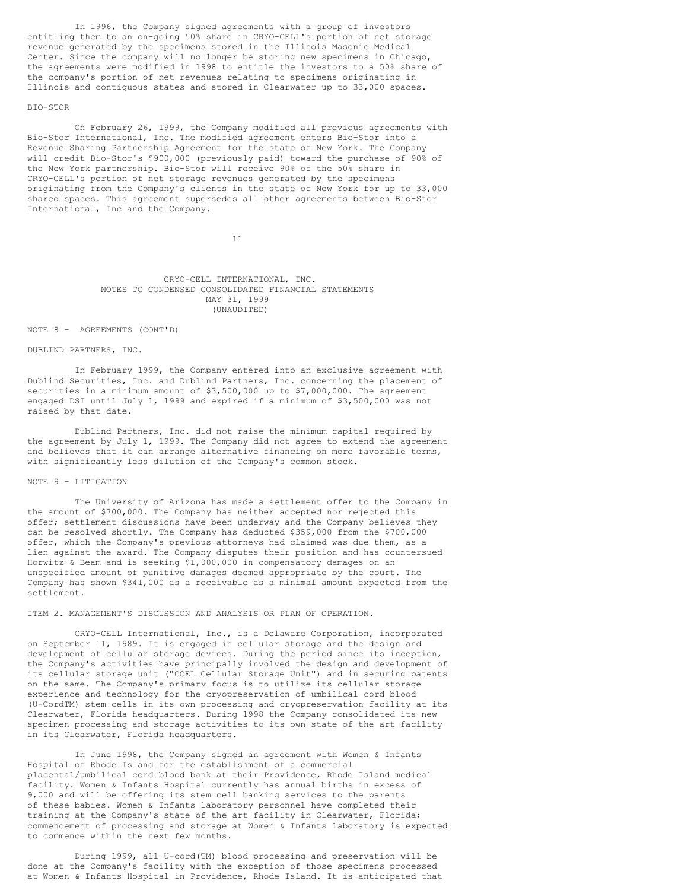In 1996, the Company signed agreements with a group of investors entitling them to an on-going 50% share in CRYO-CELL's portion of net storage revenue generated by the specimens stored in the Illinois Masonic Medical Center. Since the company will no longer be storing new specimens in Chicago, the agreements were modified in 1998 to entitle the investors to a 50% share of the company's portion of net revenues relating to specimens originating in Illinois and contiguous states and stored in Clearwater up to 33,000 spaces.

BIO-STOR

On February 26, 1999, the Company modified all previous agreements with Bio-Stor International, Inc. The modified agreement enters Bio-Stor into a Revenue Sharing Partnership Agreement for the state of New York. The Company will credit Bio-Stor's $900,000 (previously paid) toward the purchase of 90% of the New York partnership. Bio-Stor will receive 90% of the 50% share in CRYO-CELL's portion of net storage revenues generated by the specimens originating from the Company's clients in the state of New York for up to 33,000 shared spaces. This agreement supersedes all other agreements between Bio-Stor International, Inc and the Company.

CRYO-CELL INTERNATIONAL, INC.
NOTES TO CONDENSED CONSOLIDATED FINANCIAL STATEMENTS
MAY 31, 1999
(UNAUDITED)

NOTE 8 - AGREEMENTS (CONT'D)

DUBLIND PARTNERS, INC.

In February 1999, the Company entered into an exclusive agreement with Dublind Securities, Inc. and Dublind Partners, Inc. concerning the placement of securities in a minimum amount of $3,500,000 up to $7,000,000. The agreement engaged DSI until July 1, 1999 and expired if a minimum of $3,500,000 was not raised by that date.

Dublind Partners, Inc. did not raise the minimum capital required by the agreement by July 1, 1999. The Company did not agree to extend the agreement and believes that it can arrange alternative financing on more favorable terms, with significantly less dilution of the Company's common stock.

NOTE 9 - LITIGATION

The University of Arizona has made a settlement offer to the Company in the amount of $700,000. The Company has neither accepted nor rejected this offer; settlement discussions have been underway and the Company believes they can be resolved shortly. The Company has deducted $359,000 from the $700,000 offer, which the Company's previous attorneys had claimed was due them, as a lien against the award. The Company disputes their position and has countersued Horwitz & Beam and is seeking $1,000,000 in compensatory damages on an unspecified amount of punitive damages deemed appropriate by the court. The Company has shown $341,000 as a receivable as a minimal amount expected from the settlement.

ITEM 2. MANAGEMENT'S DISCUSSION AND ANALYSIS OR PLAN OF OPERATION.

CRYO-CELL International, Inc., is a Delaware Corporation, incorporated on September 11, 1989. It is engaged in cellular storage and the design and development of cellular storage devices. During the period since its inception, the Company's activities have principally involved the design and development of its cellular storage unit ("CCEL Cellular Storage Unit") and in securing patents on the same. The Company's primary focus is to utilize its cellular storage experience and technology for the cryopreservation of umbilical cord blood (U-CordTM) stem cells in its own processing and cryopreservation facility at its Clearwater, Florida headquarters. During 1998 the Company consolidated its new specimen processing and storage activities to its own state of the art facility in its Clearwater, Florida headquarters.

In June 1998, the Company signed an agreement with Women & Infants Hospital of Rhode Island for the establishment of a commercial placental/umbilical cord blood bank at their Providence, Rhode Island medical facility. Women & Infants Hospital currently has annual births in excess of 9,000 and will be offering its stem cell banking services to the parents of these babies. Women & Infants laboratory personnel have completed their training at the Company's state of the art facility in Clearwater, Florida; commencement of processing and storage at Women & Infants laboratory is expected to commence within the next few months.

During 1999, all U-cord(TM) blood processing and preservation will be done at the Company's facility with the exception of those specimens processed at Women & Infants Hospital in Providence, Rhode Island. It is anticipated that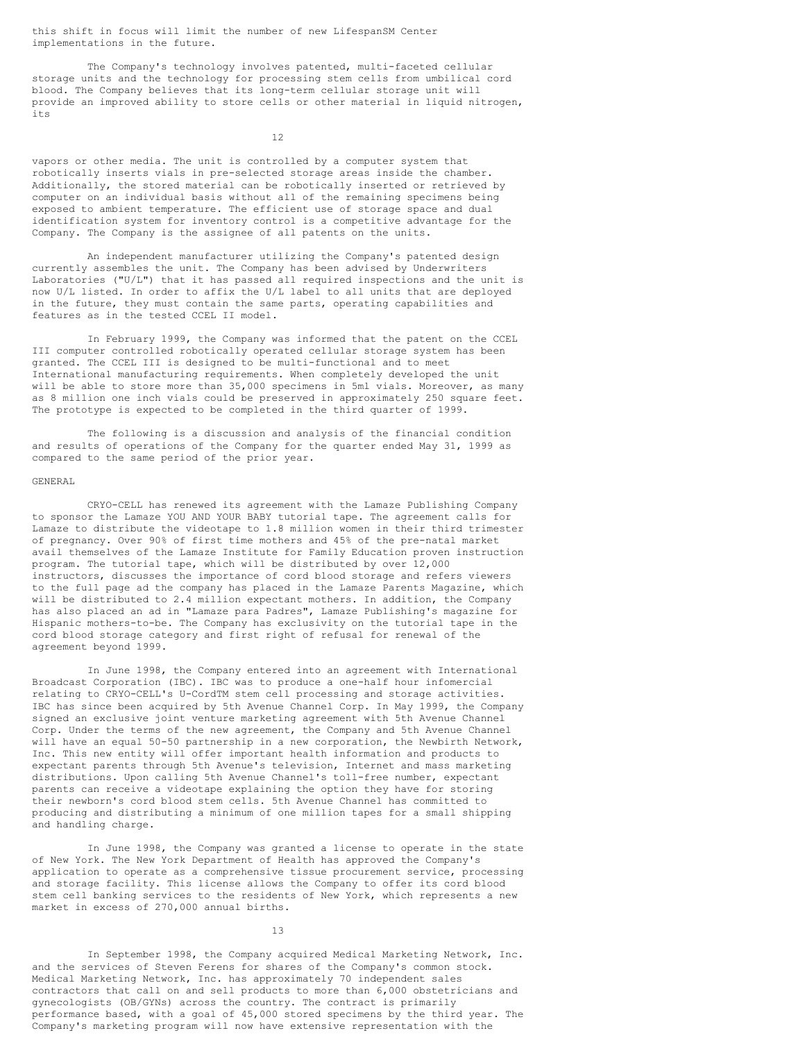this shift in focus will limit the number of new LifespanSM Center implementations in the future.

The Company's technology involves patented, multi-faceted cellular storage units and the technology for processing stem cells from umbilical cord blood. The Company believes that its long-term cellular storage unit will provide an improved ability to store cells or other material in liquid nitrogen, its vapors or other media. The unit is controlled by a computer system that robotically inserts vials in pre-selected storage areas inside the chamber. Additionally, the stored material can be robotically inserted or retrieved by computer on an individual basis without all of the remaining specimens being exposed to ambient temperature. The efficient use of storage space and dual identification system for inventory control is a competitive advantage for the Company. The Company is the assignee of all patents on the units.

An independent manufacturer utilizing the Company's patented design currently assembles the unit. The Company has been advised by Underwriters Laboratories ("U/L") that it has passed all required inspections and the unit is now U/L listed. In order to affix the U/L label to all units that are deployed in the future, they must contain the same parts, operating capabilities and features as in the tested CCEL II model.

In February 1999, the Company was informed that the patent on the CCEL III computer controlled robotically operated cellular storage system has been granted. The CCEL III is designed to be multi-functional and to meet International manufacturing requirements. When completely developed the unit will be able to store more than 35,000 specimens in 5ml vials. Moreover, as many as 8 million one inch vials could be preserved in approximately 250 square feet. The prototype is expected to be completed in the third quarter of 1999.

The following is a discussion and analysis of the financial condition and results of operations of the Company for the quarter ended May 31, 1999 as compared to the same period of the prior year.

GENERAL

CRYO-CELL has renewed its agreement with the Lamaze Publishing Company to sponsor the Lamaze YOU AND YOUR BABY tutorial tape. The agreement calls for Lamaze to distribute the videotape to 1.8 million women in their third trimester of pregnancy. Over 90% of first time mothers and 45% of the pre-natal market avail themselves of the Lamaze Institute for Family Education proven instruction program. The tutorial tape, which will be distributed by over 12,000 instructors, discusses the importance of cord blood storage and refers viewers to the full page ad the company has placed in the Lamaze Parents Magazine, which will be distributed to 2.4 million expectant mothers. In addition, the Company has also placed an ad in "Lamaze para Padres", Lamaze Publishing's magazine for Hispanic mothers-to-be. The Company has exclusivity on the tutorial tape in the cord blood storage category and first right of refusal for renewal of the agreement beyond 1999.

In June 1998, the Company entered into an agreement with International Broadcast Corporation (IBC). IBC was to produce a one-half hour infomercial relating to CRYO-CELL's U-CordTM stem cell processing and storage activities. IBC has since been acquired by 5th Avenue Channel Corp. In May 1999, the Company signed an exclusive joint venture marketing agreement with 5th Avenue Channel Corp. Under the terms of the new agreement, the Company and 5th Avenue Channel will have an equal 50-50 partnership in a new corporation, the Newbirth Network, Inc. This new entity will offer important health information and products to expectant parents through 5th Avenue's television, Internet and mass marketing distributions. Upon calling 5th Avenue Channel's toll-free number, expectant parents can receive a videotape explaining the option they have for storing their newborn's cord blood stem cells. 5th Avenue Channel has committed to producing and distributing a minimum of one million tapes for a small shipping and handling charge.

In June 1998, the Company was granted a license to operate in the state of New York. The New York Department of Health has approved the Company's application to operate as a comprehensive tissue procurement service, processing and storage facility. This license allows the Company to offer its cord blood stem cell banking services to the residents of New York, which represents a new market in excess of 270,000 annual births.

In September 1998, the Company acquired Medical Marketing Network, Inc. and the services of Steven Ferens for shares of the Company's common stock. Medical Marketing Network, Inc. has approximately 70 independent sales contractors that call on and sell products to more than 6,000 obstetricians and gynecologists (OB/GYNs) across the country. The contract is primarily performance based, with a goal of 45,000 stored specimens by the third year. The Company's marketing program will now have extensive representation with the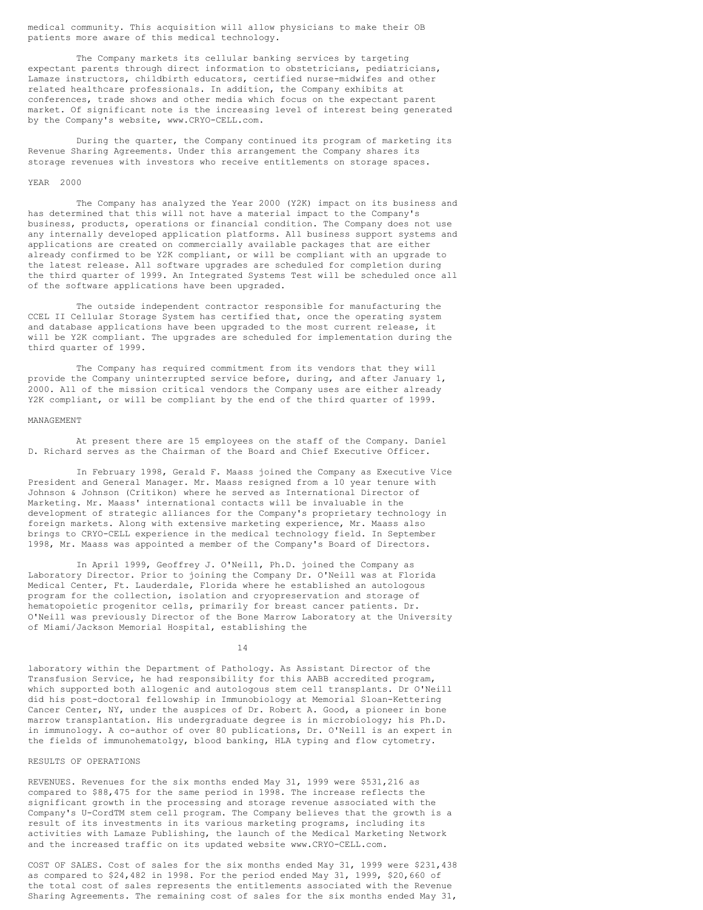medical community. This acquisition will allow physicians to make their OB patients more aware of this medical technology.

The Company markets its cellular banking services by targeting expectant parents through direct information to obstetricians, pediatricians, Lamaze instructors, childbirth educators, certified nurse-midwifes and other related healthcare professionals. In addition, the Company exhibits at conferences, trade shows and other media which focus on the expectant parent market. Of significant note is the increasing level of interest being generated by the Company's website, www.CRYO-CELL.com.

During the quarter, the Company continued its program of marketing its Revenue Sharing Agreements. Under this arrangement the Company shares its storage revenues with investors who receive entitlements on storage spaces.

## YEAR 2000

The Company has analyzed the Year 2000 (Y2K) impact on its business and has determined that this will not have a material impact to the Company's business, products, operations or financial condition. The Company does not use any internally developed application platforms. All business support systems and applications are created on commercially available packages that are either already confirmed to be Y2K compliant, or will be compliant with an upgrade to the latest release. All software upgrades are scheduled for completion during the third quarter of 1999. An Integrated Systems Test will be scheduled once all of the software applications have been upgraded.

The outside independent contractor responsible for manufacturing the CCEL II Cellular Storage System has certified that, once the operating system and database applications have been upgraded to the most current release, it will be Y2K compliant. The upgrades are scheduled for implementation during the third quarter of 1999.

The Company has required commitment from its vendors that they will provide the Company uninterrupted service before, during, and after January 1, 2000. All of the mission critical vendors the Company uses are either already Y2K compliant, or will be compliant by the end of the third quarter of 1999.

## MANAGEMENT

At present there are 15 employees on the staff of the Company. Daniel D. Richard serves as the Chairman of the Board and Chief Executive Officer.

In February 1998, Gerald F. Maass joined the Company as Executive Vice President and General Manager. Mr. Maass resigned from a 10 year tenure with Johnson & Johnson (Critikon) where he served as International Director of Marketing. Mr. Maass' international contacts will be invaluable in the development of strategic alliances for the Company's proprietary technology in foreign markets. Along with extensive marketing experience, Mr. Maass also brings to CRYO-CELL experience in the medical technology field. In September 1998, Mr. Maass was appointed a member of the Company's Board of Directors.

In April 1999, Geoffrey J. O'Neill, Ph.D. joined the Company as Laboratory Director. Prior to joining the Company Dr. O'Neill was at Florida Medical Center, Ft. Lauderdale, Florida where he established an autologous program for the collection, isolation and cryopreservation and storage of hematopoietic progenitor cells, primarily for breast cancer patients. Dr. O'Neill was previously Director of the Bone Marrow Laboratory at the University of Miami/Jackson Memorial Hospital, establishing the laboratory within the Department of Pathology. As Assistant Director of the Transfusion Service, he had responsibility for this AABB accredited program, which supported both allogenic and autologous stem cell transplants. Dr O'Neill did his post-doctoral fellowship in Immunobiology at Memorial Sloan-Kettering Cancer Center, NY, under the auspices of Dr. Robert A. Good, a pioneer in bone marrow transplantation. His undergraduate degree is in microbiology; his Ph.D. in immunology. A co-author of over 80 publications, Dr. O'Neill is an expert in the fields of immunohematolgy, blood banking, HLA typing and flow cytometry.

## RESULTS OF OPERATIONS

REVENUES. Revenues for the six months ended May 31, 1999 were $531,216 as compared to $88,475 for the same period in 1998. The increase reflects the significant growth in the processing and storage revenue associated with the Company's U-CordTM stem cell program. The Company believes that the growth is a result of its investments in its various marketing programs, including its activities with Lamaze Publishing, the launch of the Medical Marketing Network and the increased traffic on its updated website www.CRYO-CELL.com.

COST OF SALES. Cost of sales for the six months ended May 31, 1999 were $231,438 as compared to $24,482 in 1998. For the period ended May 31, 1999, $20,660 of the total cost of sales represents the entitlements associated with the Revenue Sharing Agreements. The remaining cost of sales for the six months ended May 31,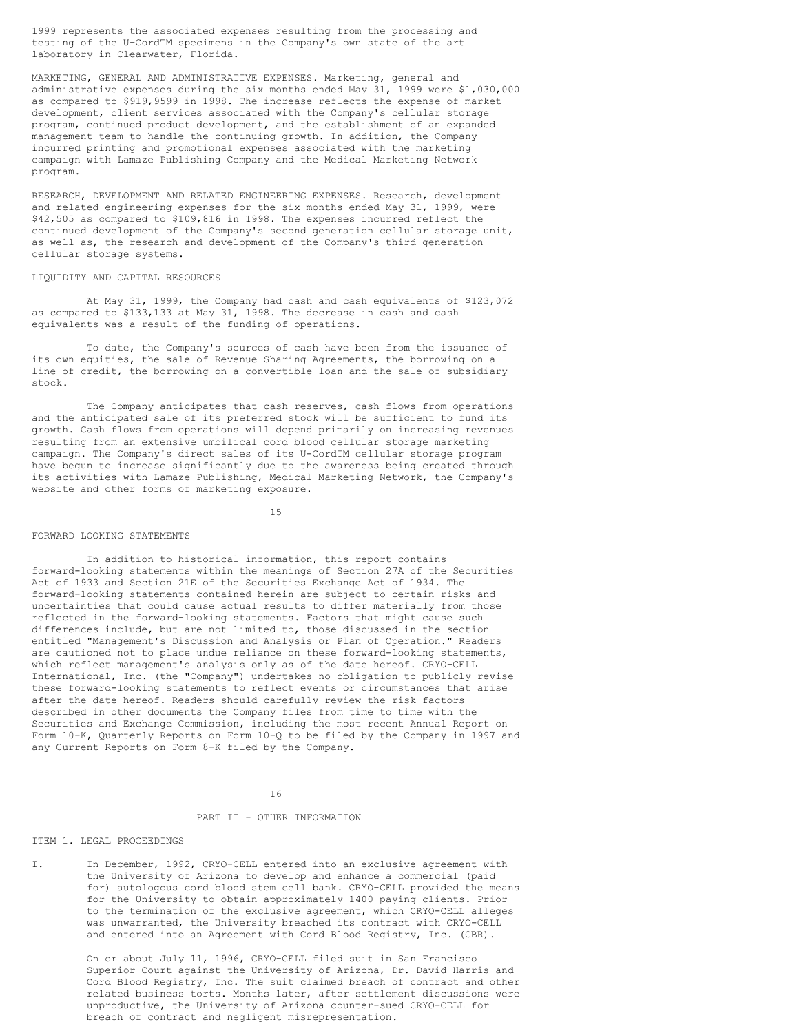1999 represents the associated expenses resulting from the processing and testing of the U-CordTM specimens in the Company's own state of the art laboratory in Clearwater, Florida.

MARKETING, GENERAL AND ADMINISTRATIVE EXPENSES. Marketing, general and administrative expenses during the six months ended May 31, 1999 were $1,030,000 as compared to $919,9599 in 1998. The increase reflects the expense of market development, client services associated with the Company's cellular storage program, continued product development, and the establishment of an expanded management team to handle the continuing growth. In addition, the Company incurred printing and promotional expenses associated with the marketing campaign with Lamaze Publishing Company and the Medical Marketing Network program.

RESEARCH, DEVELOPMENT AND RELATED ENGINEERING EXPENSES. Research, development and related engineering expenses for the six months ended May 31, 1999, were $42,505 as compared to $109,816 in 1998. The expenses incurred reflect the continued development of the Company's second generation cellular storage unit, as well as, the research and development of the Company's third generation cellular storage systems.

LIQUIDITY AND CAPITAL RESOURCES

At May 31, 1999, the Company had cash and cash equivalents of $123,072 as compared to $133,133 at May 31, 1998. The decrease in cash and cash equivalents was a result of the funding of operations.

To date, the Company's sources of cash have been from the issuance of its own equities, the sale of Revenue Sharing Agreements, the borrowing on a line of credit, the borrowing on a convertible loan and the sale of subsidiary stock.

The Company anticipates that cash reserves, cash flows from operations and the anticipated sale of its preferred stock will be sufficient to fund its growth. Cash flows from operations will depend primarily on increasing revenues resulting from an extensive umbilical cord blood cellular storage marketing campaign. The Company's direct sales of its U-CordTM cellular storage program have begun to increase significantly due to the awareness being created through its activities with Lamaze Publishing, Medical Marketing Network, the Company's website and other forms of marketing exposure.

FORWARD LOOKING STATEMENTS

In addition to historical information, this report contains forward-looking statements within the meanings of Section 27A of the Securities Act of 1933 and Section 21E of the Securities Exchange Act of 1934. The forward-looking statements contained herein are subject to certain risks and uncertainties that could cause actual results to differ materially from those reflected in the forward-looking statements. Factors that might cause such differences include, but are not limited to, those discussed in the section entitled "Management's Discussion and Analysis or Plan of Operation." Readers are cautioned not to place undue reliance on these forward-looking statements, which reflect management's analysis only as of the date hereof. CRYO-CELL International, Inc. (the "Company") undertakes no obligation to publicly revise these forward-looking statements to reflect events or circumstances that arise after the date hereof. Readers should carefully review the risk factors described in other documents the Company files from time to time with the Securities and Exchange Commission, including the most recent Annual Report on Form 10-K, Quarterly Reports on Form 10-Q to be filed by the Company in 1997 and any Current Reports on Form 8-K filed by the Company.

PART II - OTHER INFORMATION

ITEM 1. LEGAL PROCEEDINGS

I. In December, 1992, CRYO-CELL entered into an exclusive agreement with the University of Arizona to develop and enhance a commercial (paid for) autologous cord blood stem cell bank. CRYO-CELL provided the means for the University to obtain approximately 1400 paying clients. Prior to the termination of the exclusive agreement, which CRYO-CELL alleges was unwarranted, the University breached its contract with CRYO-CELL and entered into an Agreement with Cord Blood Registry, Inc. (CBR).

   On or about July 11, 1996, CRYO-CELL filed suit in San Francisco Superior Court against the University of Arizona, Dr. David Harris and Cord Blood Registry, Inc. The suit claimed breach of contract and other related business torts. Months later, after settlement discussions were unproductive, the University of Arizona counter-sued CRYO-CELL for breach of contract and negligent misrepresentation.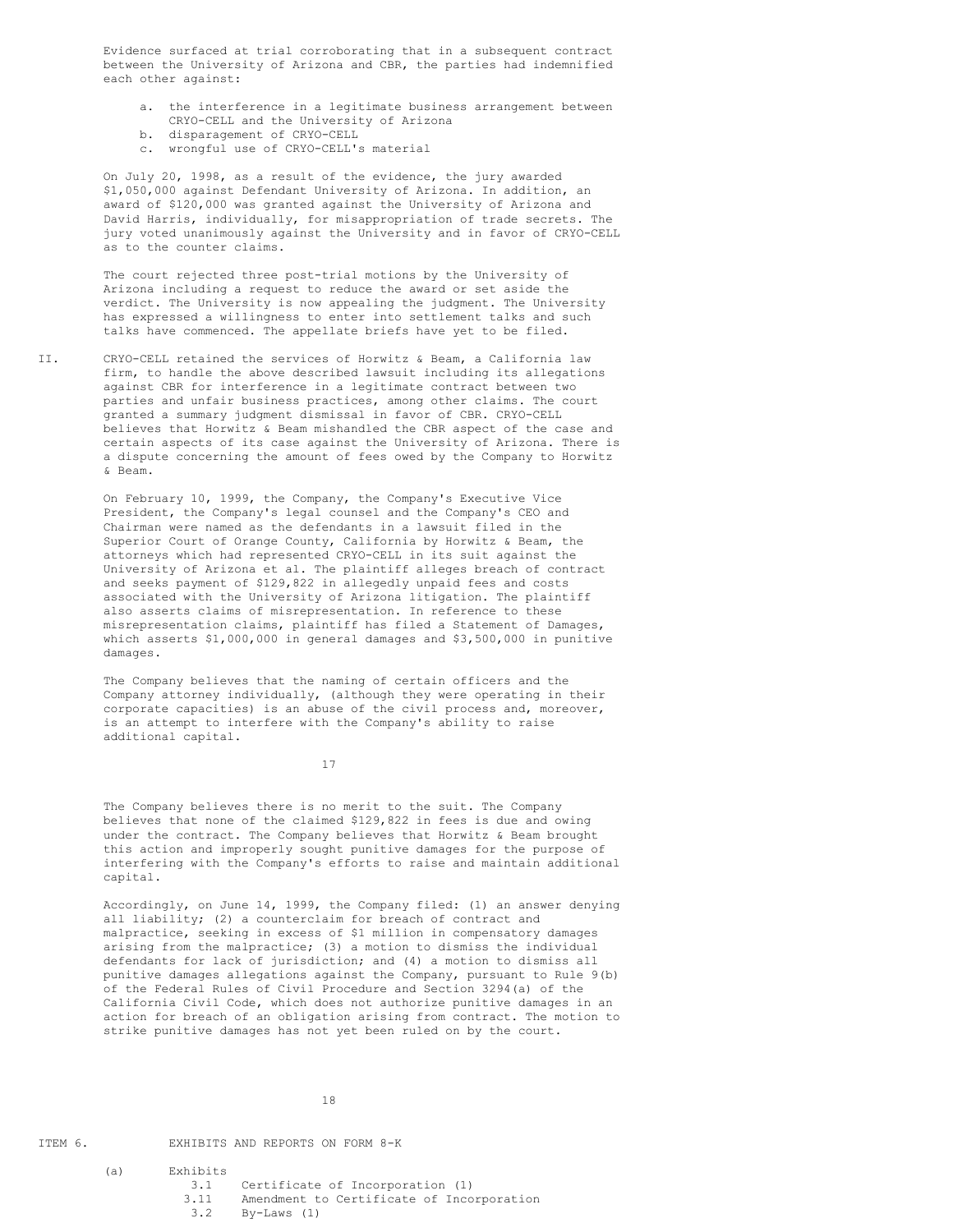Evidence surfaced at trial corroborating that in a subsequent contract between the University of Arizona and CBR, the parties had indemnified each other against:

a. the interference in a legitimate business arrangement between CRYO-CELL and the University of Arizona
b. disparagement of CRYO-CELL
c. wrongful use of CRYO-CELL's material

On July 20, 1998, as a result of the evidence, the jury awarded $1,050,000 against Defendant University of Arizona. In addition, an award of $120,000 was granted against the University of Arizona and David Harris, individually, for misappropriation of trade secrets. The jury voted unanimously against the University and in favor of CRYO-CELL as to the counter claims.

The court rejected three post-trial motions by the University of Arizona including a request to reduce the award or set aside the verdict. The University is now appealing the judgment. The University has expressed a willingness to enter into settlement talks and such talks have commenced. The appellate briefs have yet to be filed.

II. CRYO-CELL retained the services of Horwitz & Beam, a California law firm, to handle the above described lawsuit including its allegations against CBR for interference in a legitimate contract between two parties and unfair business practices, among other claims. The court granted a summary judgment dismissal in favor of CBR. CRYO-CELL believes that Horwitz & Beam mishandled the CBR aspect of the case and certain aspects of its case against the University of Arizona. There is a dispute concerning the amount of fees owed by the Company to Horwitz & Beam.

On February 10, 1999, the Company, the Company's Executive Vice President, the Company's legal counsel and the Company's CEO and Chairman were named as the defendants in a lawsuit filed in the Superior Court of Orange County, California by Horwitz & Beam, the attorneys which had represented CRYO-CELL in its suit against the University of Arizona et al. The plaintiff alleges breach of contract and seeks payment of $129,822 in allegedly unpaid fees and costs associated with the University of Arizona litigation. The plaintiff also asserts claims of misrepresentation. In reference to these misrepresentation claims, plaintiff has filed a Statement of Damages, which asserts $1,000,000 in general damages and $3,500,000 in punitive damages.

The Company believes that the naming of certain officers and the Company attorney individually, (although they were operating in their corporate capacities) is an abuse of the civil process and, moreover, is an attempt to interfere with the Company's ability to raise additional capital.

The Company believes there is no merit to the suit. The Company believes that none of the claimed $129,822 in fees is due and owing under the contract. The Company believes that Horwitz & Beam brought this action and improperly sought punitive damages for the purpose of interfering with the Company's efforts to raise and maintain additional capital.

Accordingly, on June 14, 1999, the Company filed: (1) an answer denying all liability; (2) a counterclaim for breach of contract and malpractice, seeking in excess of $1 million in compensatory damages arising from the malpractice; (3) a motion to dismiss the individual defendants for lack of jurisdiction; and (4) a motion to dismiss all punitive damages allegations against the Company, pursuant to Rule 9(b) of the Federal Rules of Civil Procedure and Section 3294(a) of the California Civil Code, which does not authorize punitive damages in an action for breach of an obligation arising from contract. The motion to strike punitive damages has not yet been ruled on by the court.

ITEM 6. EXHIBITS AND REPORTS ON FORM 8-K

(a) Exhibits

- 3.1 Certificate of Incorporation (1)
- 3.11 Amendment to Certificate of Incorporation
- 3.2 By-Laws (1)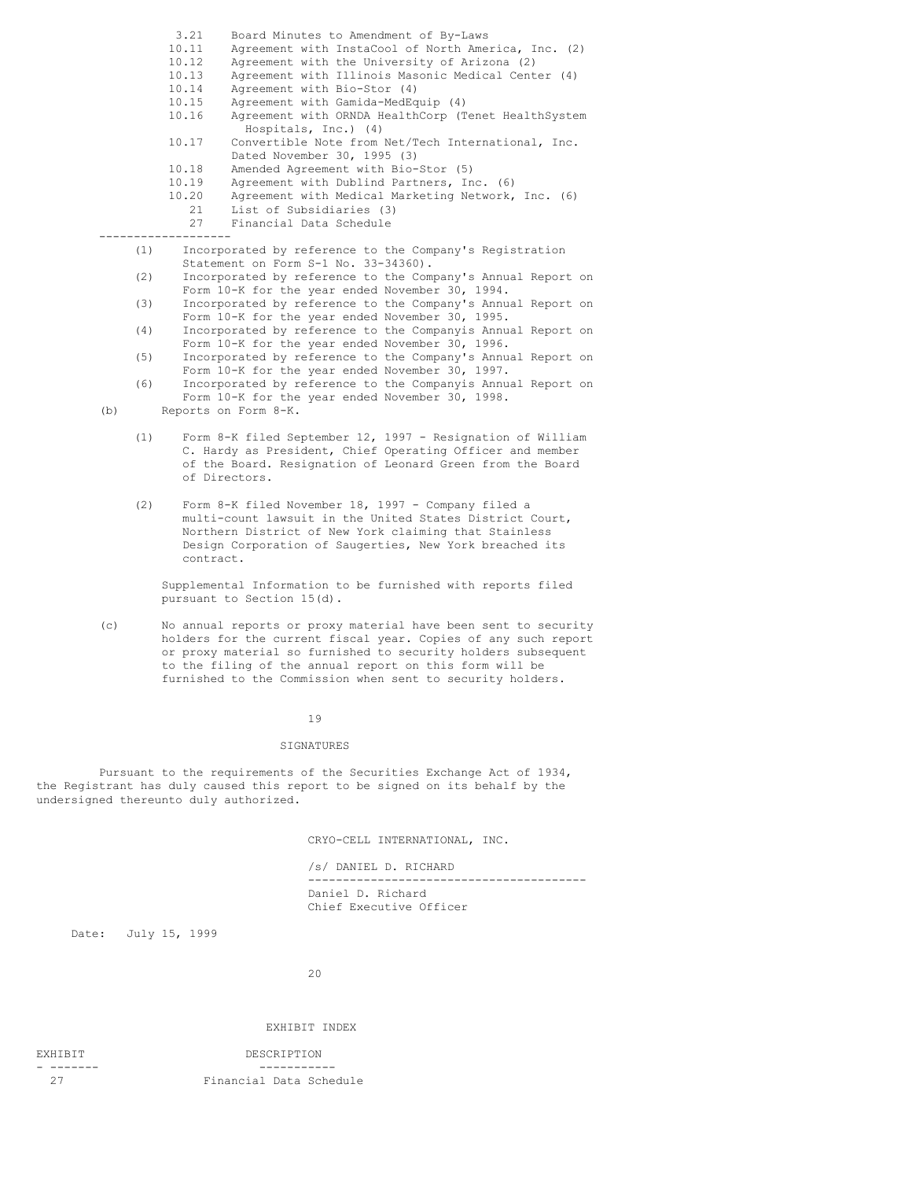| | |
|---|---|
| 3.21 | Board Minutes to Amendment of By-Laws |
| 10.11 | Agreement with InstaCool of North America, Inc. (2) |
| 10.12 | Agreement with the University of Arizona (2) |
| 10.13 | Agreement with Illinois Masonic Medical Center (4) |
| 10.14 | Agreement with Bio-Stor (4) |
| 10.15 | Agreement with Gamida-MedEquip (4) |
| 10.16 | Agreement with ORNDA HealthCorp (Tenet HealthSystem Hospitals, Inc.) (4) |
| 10.17 | Convertible Note from Net/Tech International, Inc. Dated November 30, 1995 (3) |
| 10.18 | Amended Agreement with Bio-Stor (5) |
| 10.19 | Agreement with Dublind Partners, Inc. (6) |
| 10.20 | Agreement with Medical Marketing Network, Inc. (6) |
| 21 | List of Subsidiaries (3) |
| 27 | Financial Data Schedule |

---

(1) Incorporated by reference to the Company's Registration Statement on Form S-1 No. 33-34360).

(2) Incorporated by reference to the Company's Annual Report on Form 10-K for the year ended November 30, 1994.

(3) Incorporated by reference to the Company's Annual Report on Form 10-K for the year ended November 30, 1995.

(4) Incorporated by reference to the Companyis Annual Report on Form 10-K for the year ended November 30, 1996.

(5) Incorporated by reference to the Company's Annual Report on Form 10-K for the year ended November 30, 1997.

(6) Incorporated by reference to the Companyis Annual Report on Form 10-K for the year ended November 30, 1998.

(b) Reports on Form 8-K.

(1) Form 8-K filed September 12, 1997 - Resignation of William C. Hardy as President, Chief Operating Officer and member of the Board. Resignation of Leonard Green from the Board of Directors.

(2) Form 8-K filed November 18, 1997 - Company filed a multi-count lawsuit in the United States District Court, Northern District of New York claiming that Stainless Design Corporation of Saugerties, New York breached its contract.

Supplemental Information to be furnished with reports filed pursuant to Section 15(d).

(c) No annual reports or proxy material have been sent to security holders for the current fiscal year. Copies of any such report or proxy material so furnished to security holders subsequent to the filing of the annual report on this form will be furnished to the Commission when sent to security holders.

## SIGNATURES

Pursuant to the requirements of the Securities Exchange Act of 1934, the Registrant has duly caused this report to be signed on its behalf by the undersigned thereunto duly authorized.

CRYO-CELL INTERNATIONAL, INC.

/s/ DANIEL D. RICHARD

Daniel D. Richard
Chief Executive Officer

Date: July 15, 1999

## EXHIBIT INDEX

| EXHIBIT | DESCRIPTION |
|---|---|
| 27 | Financial Data Schedule |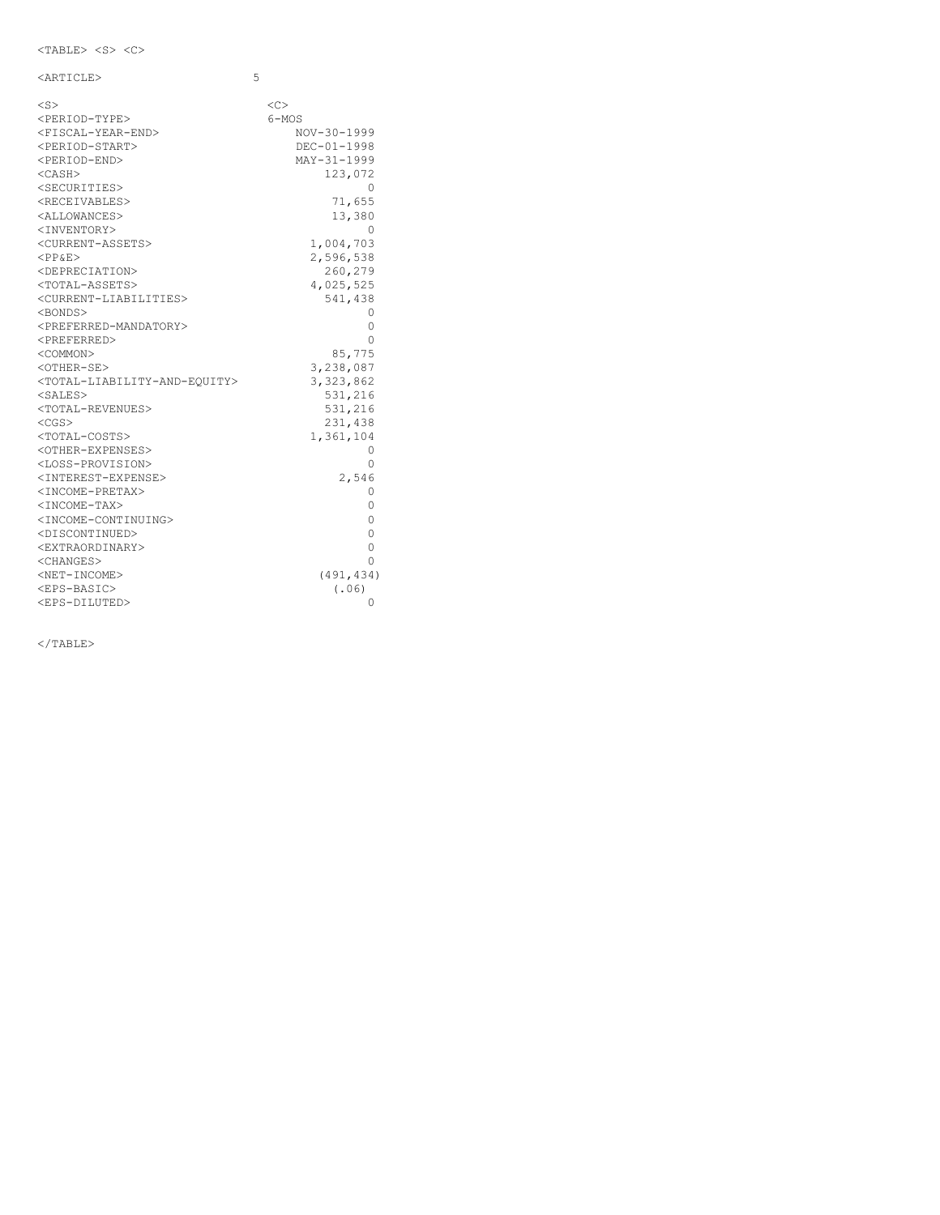<TABLE> <S> <C>

| <ARTICLE> | 5 |
|---|---|
| <S> | <C> |
| <PERIOD-TYPE> | 6-MOS |
| <FISCAL-YEAR-END> | NOV-30-1999 |
| <PERIOD-START> | DEC-01-1998 |
| <PERIOD-END> | MAY-31-1999 |
| <CASH> | 123,072 |
| <SECURITIES> | 0 |
| <RECEIVABLES> | 71,655 |
| <ALLOWANCES> | 13,380 |
| <INVENTORY> | 0 |
| <CURRENT-ASSETS> | 1,004,703 |
| <PP&E> | 2,596,538 |
| <DEPRECIATION> | 260,279 |
| <TOTAL-ASSETS> | 4,025,525 |
| <CURRENT-LIABILITIES> | 541,438 |
| <BONDS> | 0 |
| <PREFERRED-MANDATORY> | 0 |
| <PREFERRED> | 0 |
| <COMMON> | 85,775 |
| <OTHER-SE> | 3,238,087 |
| <TOTAL-LIABILITY-AND-EQUITY> | 3,323,862 |
| <SALES> | 531,216 |
| <TOTAL-REVENUES> | 531,216 |
| <CGS> | 231,438 |
| <TOTAL-COSTS> | 1,361,104 |
| <OTHER-EXPENSES> | 0 |
| <LOSS-PROVISION> | 0 |
| <INTEREST-EXPENSE> | 2,546 |
| <INCOME-PRETAX> | 0 |
| <INCOME-TAX> | 0 |
| <INCOME-CONTINUING> | 0 |
| <DISCONTINUED> | 0 |
| <EXTRAORDINARY> | 0 |
| <CHANGES> | 0 |
| <NET-INCOME> | (491,434) |
| <EPS-BASIC> | (.06) |
| <EPS-DILUTED> | 0 |

</TABLE>